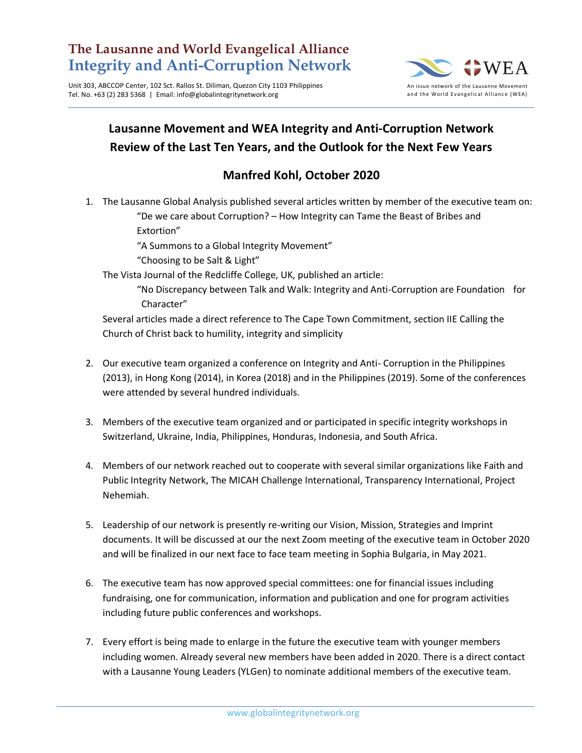**The Lausanne and World Evangelical Alliance**
**Integrity and Anti-Corruption Network**

Unit 303, ABCCOP Center, 102 Sct. Rallos St. Diliman, Quezon City 1103 Philippines
Tel. No. +63 (2) 283 5368 | Email: info@globalintegritynetwork.org

An issue network of the Lausanne Movement and the World Evangelical Alliance (WEA)

# Lausanne Movement and WEA Integrity and Anti-Corruption Network Review of the Last Ten Years, and the Outlook for the Next Few Years

## Manfred Kohl, October 2020

1. The Lausanne Global Analysis published several articles written by member of the executive team on:
   "De we care about Corruption? – How Integrity can Tame the Beast of Bribes and Extortion"
   "A Summons to a Global Integrity Movement"
   "Choosing to be Salt & Light"
   The Vista Journal of the Redcliffe College, UK, published an article:
   "No Discrepancy between Talk and Walk: Integrity and Anti-Corruption are Foundation for Character"
   Several articles made a direct reference to The Cape Town Commitment, section IIE Calling the Church of Christ back to humility, integrity and simplicity

2. Our executive team organized a conference on Integrity and Anti- Corruption in the Philippines (2013), in Hong Kong (2014), in Korea (2018) and in the Philippines (2019). Some of the conferences were attended by several hundred individuals.

3. Members of the executive team organized and or participated in specific integrity workshops in Switzerland, Ukraine, India, Philippines, Honduras, Indonesia, and South Africa.

4. Members of our network reached out to cooperate with several similar organizations like Faith and Public Integrity Network, The MICAH Challenge International, Transparency International, Project Nehemiah.

5. Leadership of our network is presently re-writing our Vision, Mission, Strategies and Imprint documents. It will be discussed at our the next Zoom meeting of the executive team in October 2020 and will be finalized in our next face to face team meeting in Sophia Bulgaria, in May 2021.

6. The executive team has now approved special committees: one for financial issues including fundraising, one for communication, information and publication and one for program activities including future public conferences and workshops.

7. Every effort is being made to enlarge in the future the executive team with younger members including women. Already several new members have been added in 2020. There is a direct contact with a Lausanne Young Leaders (YLGen) to nominate additional members of the executive team.